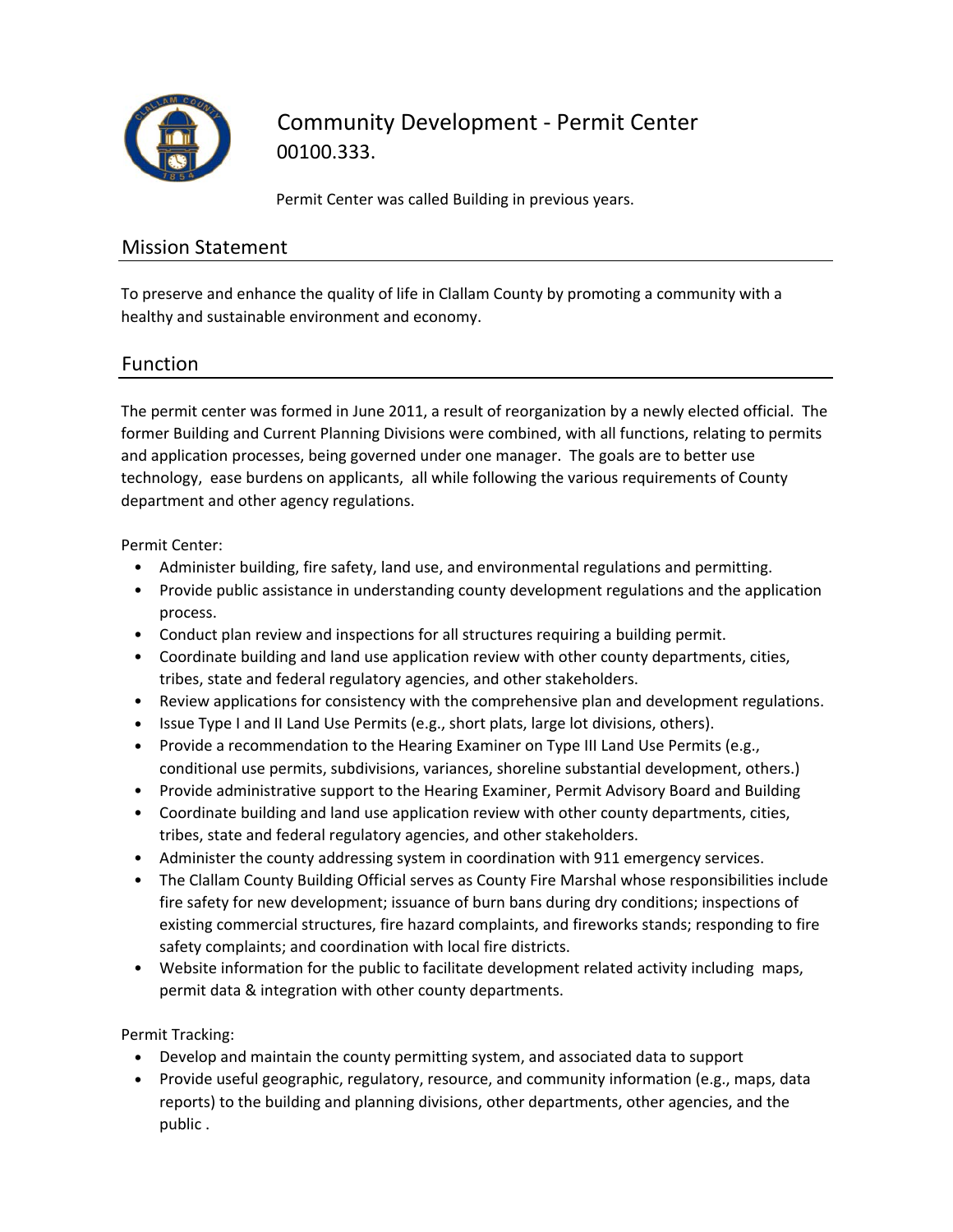# Community Development - Permit Center

00100.333.

Permit Center was called Building in previous years.

## Mission Statement

To preserve and enhance the quality of life in Clallam County by promoting a community with a healthy and sustainable environment and economy.

## Function

The permit center was formed in June 2011, a result of reorganization by a newly elected official. The former Building and Current Planning Divisions were combined, with all functions, relating to permits and application processes, being governed under one manager. The goals are to better use technology, ease burdens on applicants, all while following the various requirements of County department and other agency regulations.

Permit Center:

- Administer building, fire safety, land use, and environmental regulations and permitting.
- Provide public assistance in understanding county development regulations and the application process.
- Conduct plan review and inspections for all structures requiring a building permit.
- Coordinate building and land use application review with other county departments, cities, tribes, state and federal regulatory agencies, and other stakeholders.
- Review applications for consistency with the comprehensive plan and development regulations.
- Issue Type I and II Land Use Permits (e.g., short plats, large lot divisions, others).
- Provide a recommendation to the Hearing Examiner on Type III Land Use Permits (e.g., conditional use permits, subdivisions, variances, shoreline substantial development, others.)
- Provide administrative support to the Hearing Examiner, Permit Advisory Board and Building
- Coordinate building and land use application review with other county departments, cities, tribes, state and federal regulatory agencies, and other stakeholders.
- Administer the county addressing system in coordination with 911 emergency services.
- The Clallam County Building Official serves as County Fire Marshal whose responsibilities include fire safety for new development; issuance of burn bans during dry conditions; inspections of existing commercial structures, fire hazard complaints, and fireworks stands; responding to fire safety complaints; and coordination with local fire districts.
- Website information for the public to facilitate development related activity including maps, permit data & integration with other county departments.

Permit Tracking:

- Develop and maintain the county permitting system, and associated data to support
- Provide useful geographic, regulatory, resource, and community information (e.g., maps, data reports) to the building and planning divisions, other departments, other agencies, and the public .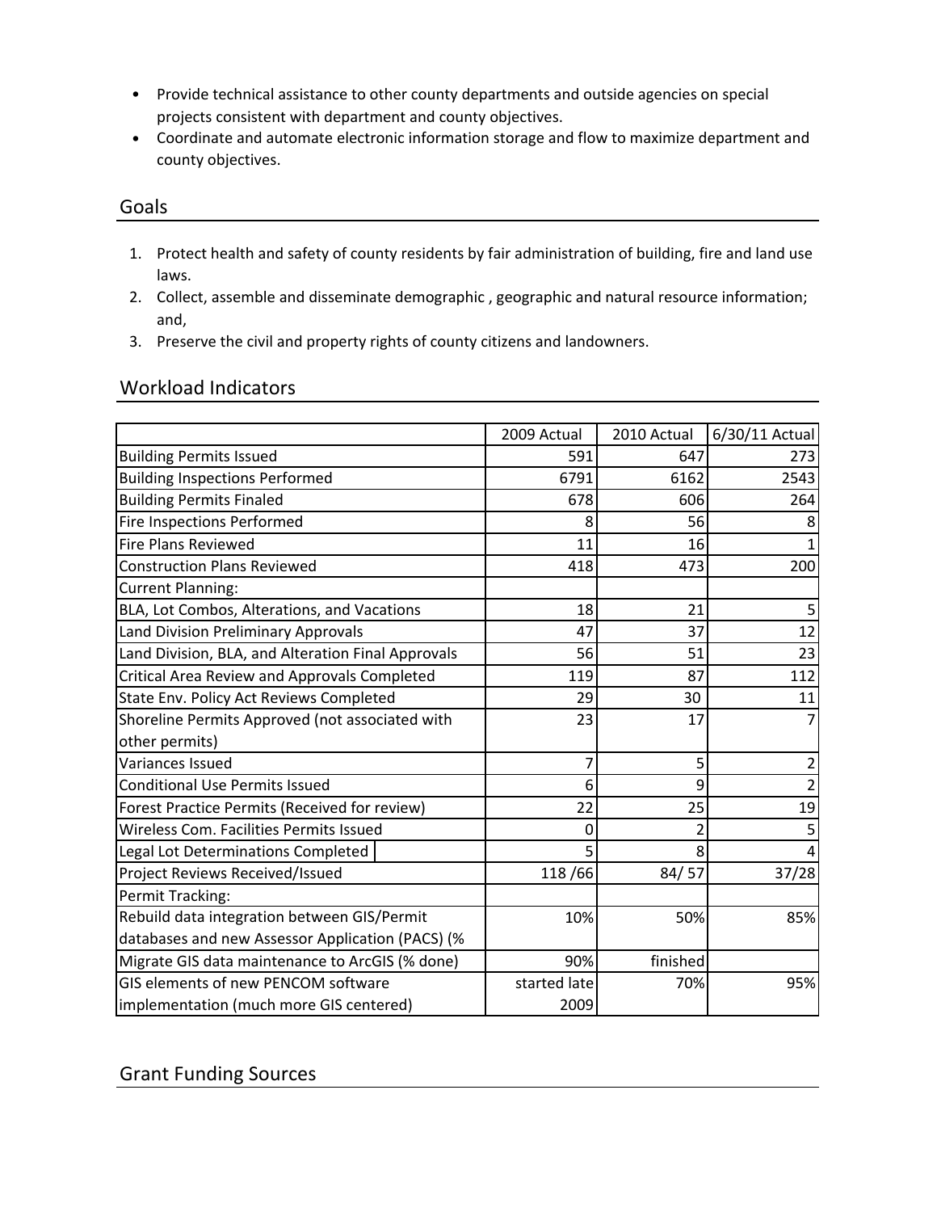- Provide technical assistance to other county departments and outside agencies on special projects consistent with department and county objectives.
- Coordinate and automate electronic information storage and flow to maximize department and county objectives.

## Goals

1. Protect health and safety of county residents by fair administration of building, fire and land use laws.
2. Collect, assemble and disseminate demographic , geographic and natural resource information; and,
3. Preserve the civil and property rights of county citizens and landowners.

## Workload Indicators

| | 2009 Actual | 2010 Actual | 6/30/11 Actual |
|---|---|---|---|
| Building Permits Issued | 591 | 647 | 273 |
| Building Inspections Performed | 6791 | 6162 | 2543 |
| Building Permits Finaled | 678 | 606 | 264 |
| Fire Inspections Performed | 8 | 56 | 8 |
| Fire Plans Reviewed | 11 | 16 | 1 |
| Construction Plans Reviewed | 418 | 473 | 200 |
| Current Planning: | | | |
| BLA, Lot Combos, Alterations, and Vacations | 18 | 21 | 5 |
| Land Division Preliminary Approvals | 47 | 37 | 12 |
| Land Division, BLA, and Alteration Final Approvals | 56 | 51 | 23 |
| Critical Area Review and Approvals Completed | 119 | 87 | 112 |
| State Env. Policy Act Reviews Completed | 29 | 30 | 11 |
| Shoreline Permits Approved (not associated with other permits) | 23 | 17 | 7 |
| Variances Issued | 7 | 5 | 2 |
| Conditional Use Permits Issued | 6 | 9 | 2 |
| Forest Practice Permits (Received for review) | 22 | 25 | 19 |
| Wireless Com. Facilities Permits Issued | 0 | 2 | 5 |
| Legal Lot Determinations Completed | 5 | 8 | 4 |
| Project Reviews Received/Issued | 118 /66 | 84/ 57 | 37/28 |
| Permit Tracking: | | | |
| Rebuild data integration between GIS/Permit databases and new Assessor Application (PACS) (% | 10% | 50% | 85% |
| Migrate GIS data maintenance to ArcGIS (% done) | 90% | finished | |
| GIS elements of new PENCOM software implementation (much more GIS centered) | started late 2009 | 70% | 95% |

## Grant Funding Sources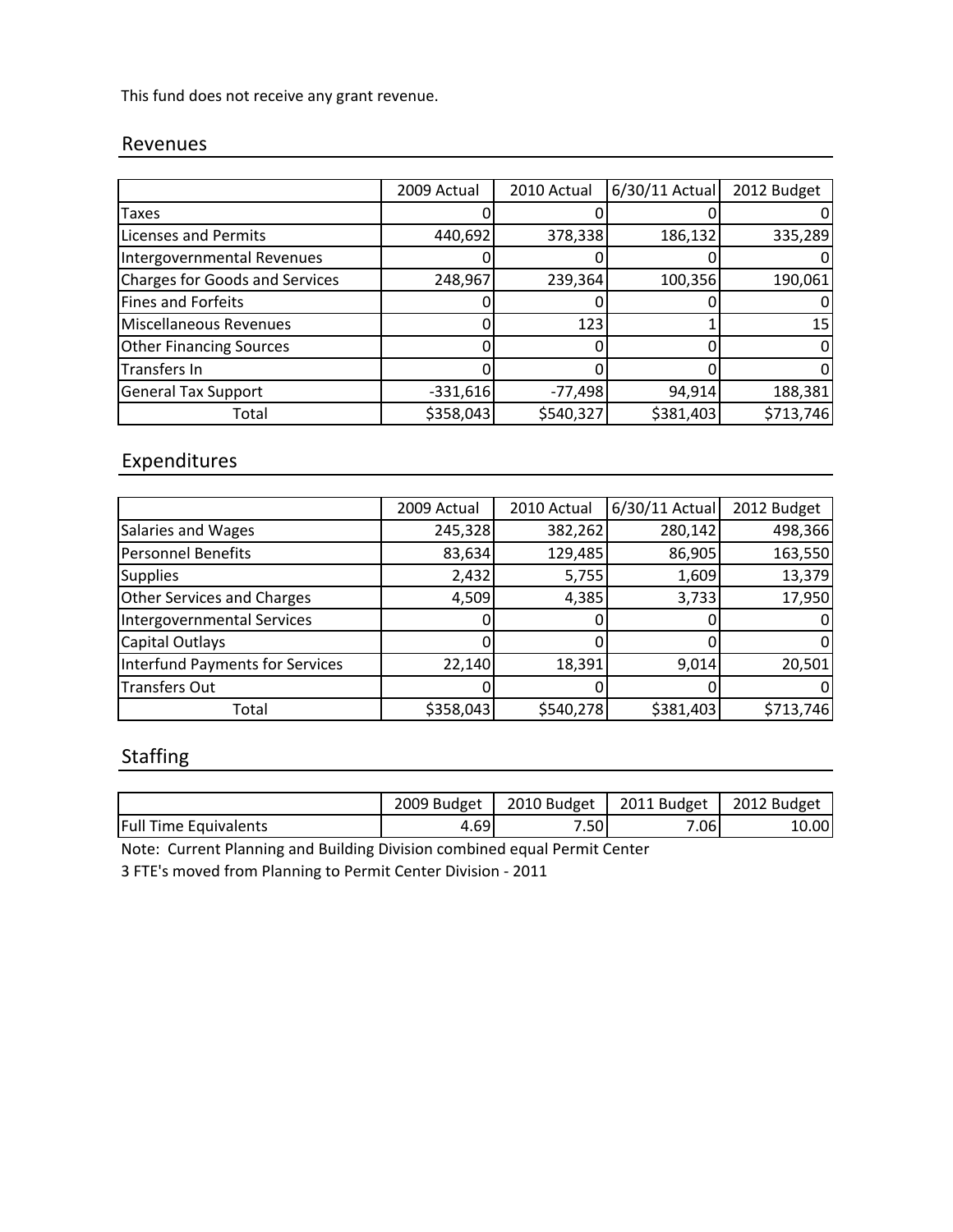This fund does not receive any grant revenue.

## Revenues

| | 2009 Actual | 2010 Actual | 6/30/11 Actual | 2012 Budget |
|---|---|---|---|---|
| Taxes | 0 | 0 | 0 | 0 |
| Licenses and Permits | 440,692 | 378,338 | 186,132 | 335,289 |
| Intergovernmental Revenues | 0 | 0 | 0 | 0 |
| Charges for Goods and Services | 248,967 | 239,364 | 100,356 | 190,061 |
| Fines and Forfeits | 0 | 0 | 0 | 0 |
| Miscellaneous Revenues | 0 | 123 | 1 | 15 |
| Other Financing Sources | 0 | 0 | 0 | 0 |
| Transfers In | 0 | 0 | 0 | 0 |
| General Tax Support | -331,616 | -77,498 | 94,914 | 188,381 |
| Total | $358,043 | $540,327 | $381,403 | $713,746 |

## Expenditures

| | 2009 Actual | 2010 Actual | 6/30/11 Actual | 2012 Budget |
|---|---|---|---|---|
| Salaries and Wages | 245,328 | 382,262 | 280,142 | 498,366 |
| Personnel Benefits | 83,634 | 129,485 | 86,905 | 163,550 |
| Supplies | 2,432 | 5,755 | 1,609 | 13,379 |
| Other Services and Charges | 4,509 | 4,385 | 3,733 | 17,950 |
| Intergovernmental Services | 0 | 0 | 0 | 0 |
| Capital Outlays | 0 | 0 | 0 | 0 |
| Interfund Payments for Services | 22,140 | 18,391 | 9,014 | 20,501 |
| Transfers Out | 0 | 0 | 0 | 0 |
| Total | $358,043 | $540,278 | $381,403 | $713,746 |

## Staffing

| | 2009 Budget | 2010 Budget | 2011 Budget | 2012 Budget |
|---|---|---|---|---|
| Full Time Equivalents | 4.69 | 7.50 | 7.06 | 10.00 |

Note: Current Planning and Building Division combined equal Permit Center

3 FTE's moved from Planning to Permit Center Division - 2011